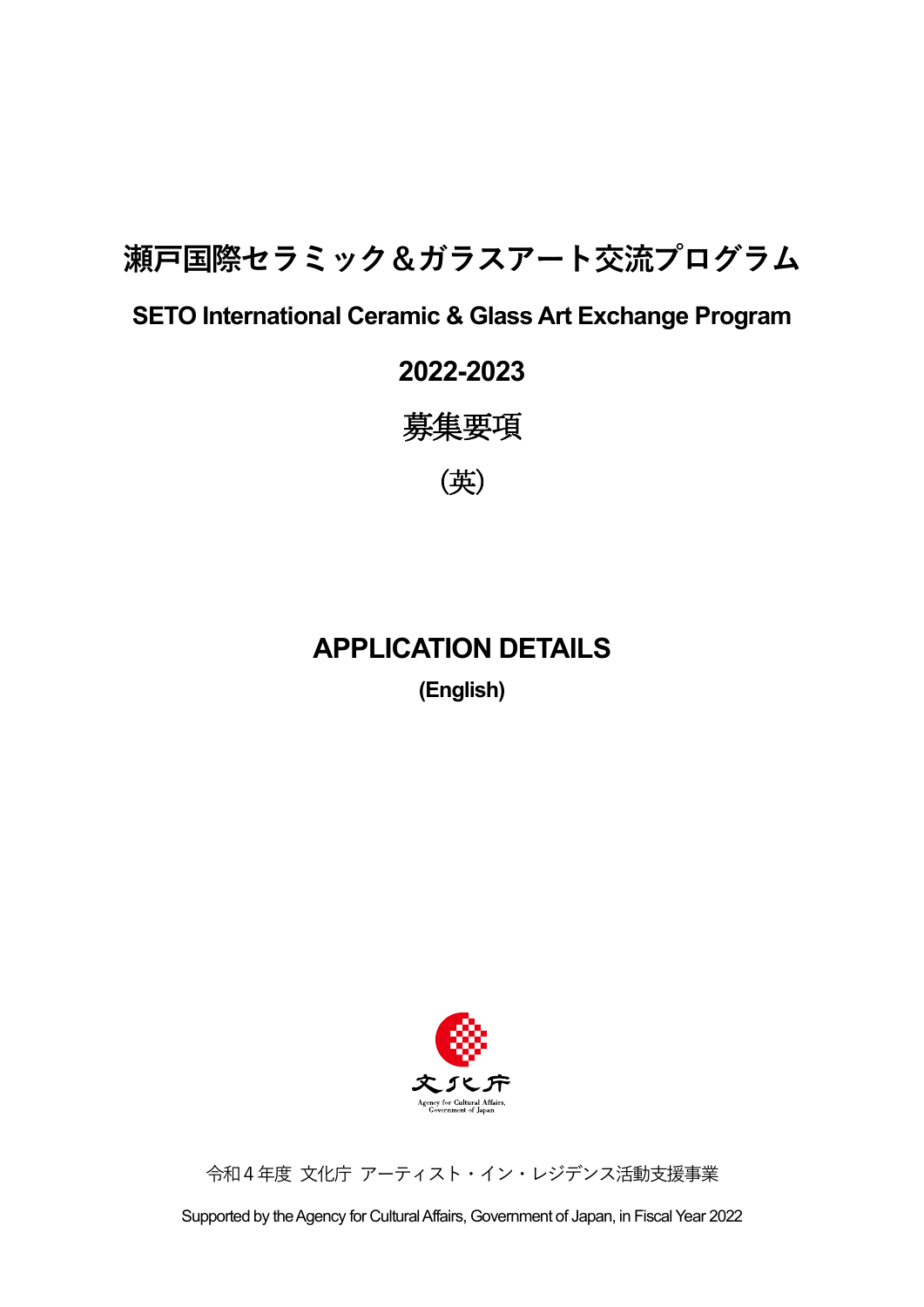# 瀬戸国際セラミック＆ガラスアート交流プログラム

## SETO International Ceramic & Glass Art Exchange Program

## 2022-2023

## 募集要項

（英）

# APPLICATION DETAILS

**(English)**

文化庁

Agency for Cultural Affairs, Government of Japan

令和４年度 文化庁 アーティスト・イン・レジデンス活動支援事業

Supported by the Agency for Cultural Affairs, Government of Japan, in Fiscal Year 2022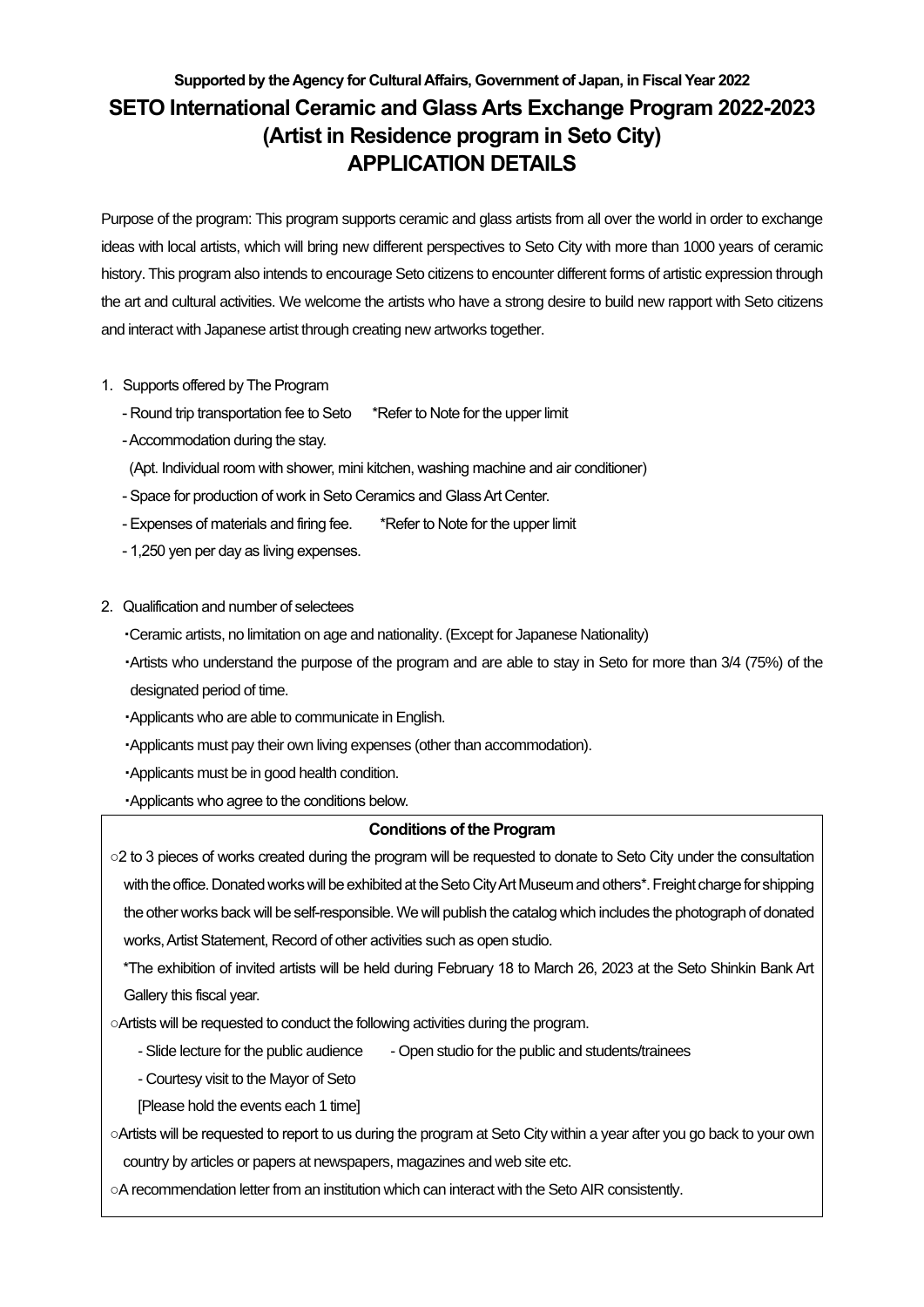**Supported by the Agency for Cultural Affairs, Government of Japan, in Fiscal Year 2022**

# SETO International Ceramic and Glass Arts Exchange Program 2022-2023 (Artist in Residence program in Seto City) APPLICATION DETAILS

Purpose of the program: This program supports ceramic and glass artists from all over the world in order to exchange ideas with local artists, which will bring new different perspectives to Seto City with more than 1000 years of ceramic history. This program also intends to encourage Seto citizens to encounter different forms of artistic expression through the art and cultural activities. We welcome the artists who have a strong desire to build new rapport with Seto citizens and interact with Japanese artist through creating new artworks together.

1. Supports offered by The Program
   - Round trip transportation fee to Seto　　*Refer to Note for the upper limit
   - Accommodation during the stay.
     (Apt. Individual room with shower, mini kitchen, washing machine and air conditioner)
   - Space for production of work in Seto Ceramics and Glass Art Center.
   - Expenses of materials and firing fee.　　*Refer to Note for the upper limit
   - 1,250 yen per day as living expenses.

2. Qualification and number of selectees
   - Ceramic artists, no limitation on age and nationality. (Except for Japanese Nationality)
   - Artists who understand the purpose of the program and are able to stay in Seto for more than 3/4 (75%) of the designated period of time.
   - Applicants who are able to communicate in English.
   - Applicants must pay their own living expenses (other than accommodation).
   - Applicants must be in good health condition.
   - Applicants who agree to the conditions below.

**Conditions of the Program**

○2 to 3 pieces of works created during the program will be requested to donate to Seto City under the consultation with the office. Donated works will be exhibited at the Seto City Art Museum and others*. Freight charge for shipping the other works back will be self-responsible. We will publish the catalog which includes the photograph of donated works, Artist Statement, Record of other activities such as open studio.

*The exhibition of invited artists will be held during February 18 to March 26, 2023 at the Seto Shinkin Bank Art Gallery this fiscal year.

○Artists will be requested to conduct the following activities during the program.

- Slide lecture for the public audience
- Open studio for the public and students/trainees
- Courtesy visit to the Mayor of Seto

[Please hold the events each 1 time]

○Artists will be requested to report to us during the program at Seto City within a year after you go back to your own country by articles or papers at newspapers, magazines and web site etc.

○A recommendation letter from an institution which can interact with the Seto AIR consistently.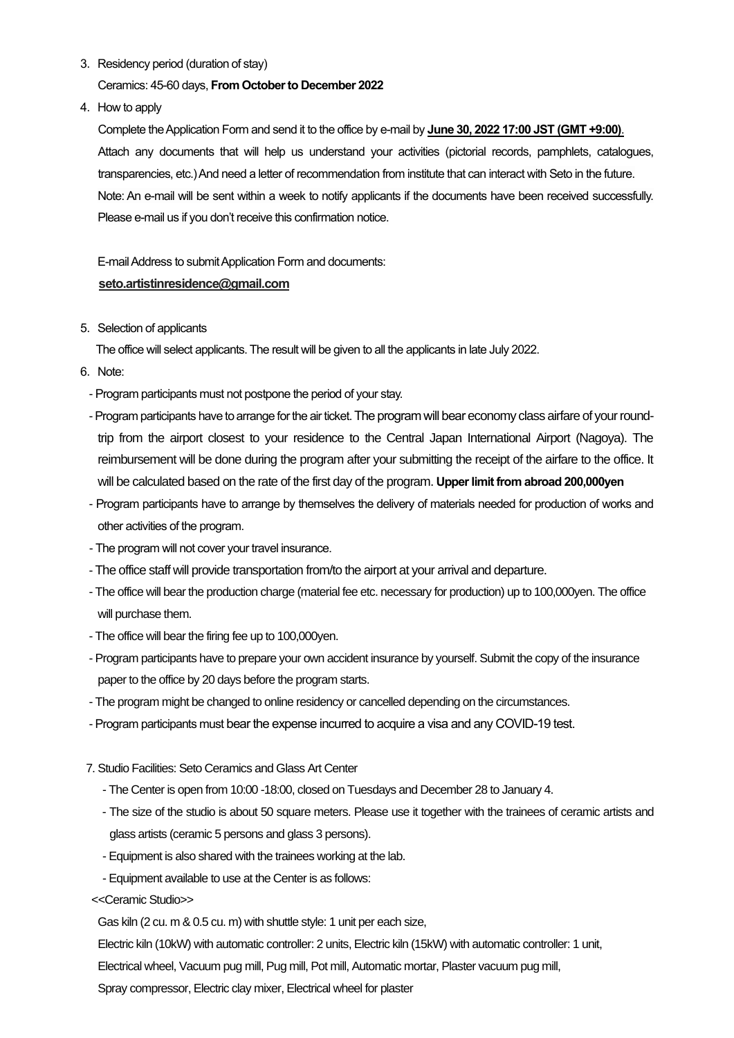3. Residency period (duration of stay)

   Ceramics: 45-60 days, **From October to December 2022**

4. How to apply

   Complete the Application Form and send it to the office by e-mail by **June 30, 2022 17:00 JST (GMT +9:00)**.
   Attach any documents that will help us understand your activities (pictorial records, pamphlets, catalogues, transparencies, etc.) And need a letter of recommendation from institute that can interact with Seto in the future.
   Note: An e-mail will be sent within a week to notify applicants if the documents have been received successfully. Please e-mail us if you don't receive this confirmation notice.

   E-mail Address to submit Application Form and documents:
   **seto.artistinresidence@gmail.com**

5. Selection of applicants

   The office will select applicants. The result will be given to all the applicants in late July 2022.

6. Note:

- Program participants must not postpone the period of your stay.
- Program participants have to arrange for the air ticket. The program will bear economy class airfare of your round-trip from the airport closest to your residence to the Central Japan International Airport (Nagoya). The reimbursement will be done during the program after your submitting the receipt of the airfare to the office. It will be calculated based on the rate of the first day of the program. **Upper limit from abroad 200,000yen**
- Program participants have to arrange by themselves the delivery of materials needed for production of works and other activities of the program.
- The program will not cover your travel insurance.
- The office staff will provide transportation from/to the airport at your arrival and departure.
- The office will bear the production charge (material fee etc. necessary for production) up to 100,000yen. The office will purchase them.
- The office will bear the firing fee up to 100,000yen.
- Program participants have to prepare your own accident insurance by yourself. Submit the copy of the insurance paper to the office by 20 days before the program starts.
- The program might be changed to online residency or cancelled depending on the circumstances.
- Program participants must bear the expense incurred to acquire a visa and any COVID-19 test.

7. Studio Facilities: Seto Ceramics and Glass Art Center

   - The Center is open from 10:00 -18:00, closed on Tuesdays and December 28 to January 4.
   - The size of the studio is about 50 square meters. Please use it together with the trainees of ceramic artists and glass artists (ceramic 5 persons and glass 3 persons).
   - Equipment is also shared with the trainees working at the lab.
   - Equipment available to use at the Center is as follows:

<<Ceramic Studio>>

Gas kiln (2 cu. m & 0.5 cu. m) with shuttle style: 1 unit per each size,

Electric kiln (10kW) with automatic controller: 2 units, Electric kiln (15kW) with automatic controller: 1 unit,

Electrical wheel, Vacuum pug mill, Pug mill, Pot mill, Automatic mortar, Plaster vacuum pug mill,

Spray compressor, Electric clay mixer, Electrical wheel for plaster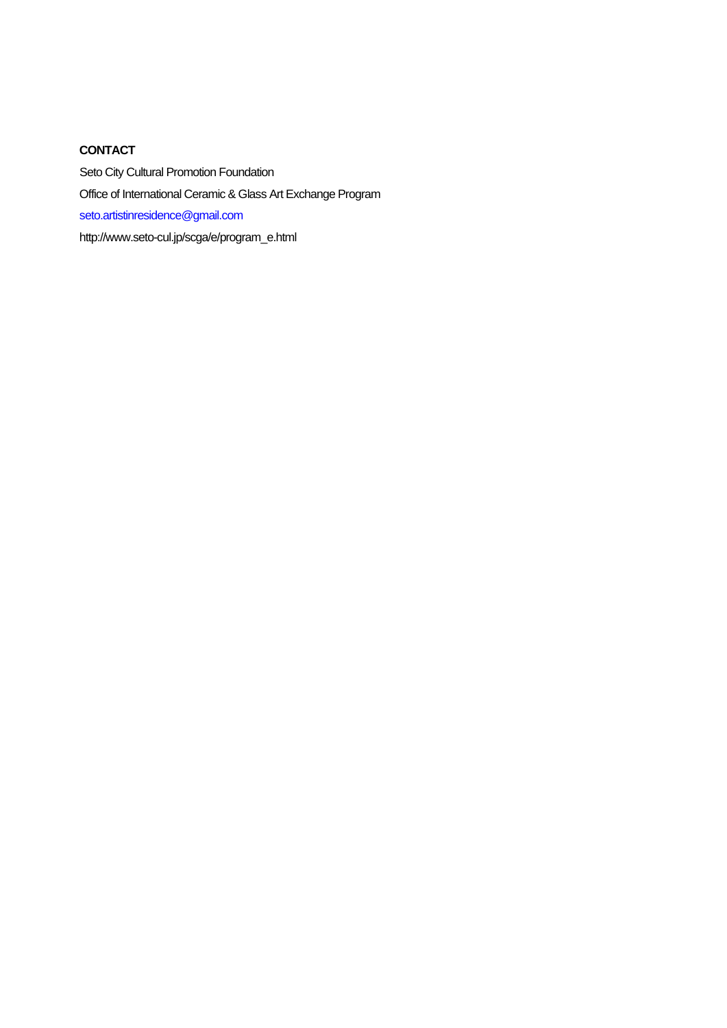**CONTACT**

Seto City Cultural Promotion Foundation

Office of International Ceramic & Glass Art Exchange Program

seto.artistinresidence@gmail.com

http://www.seto-cul.jp/scga/e/program_e.html